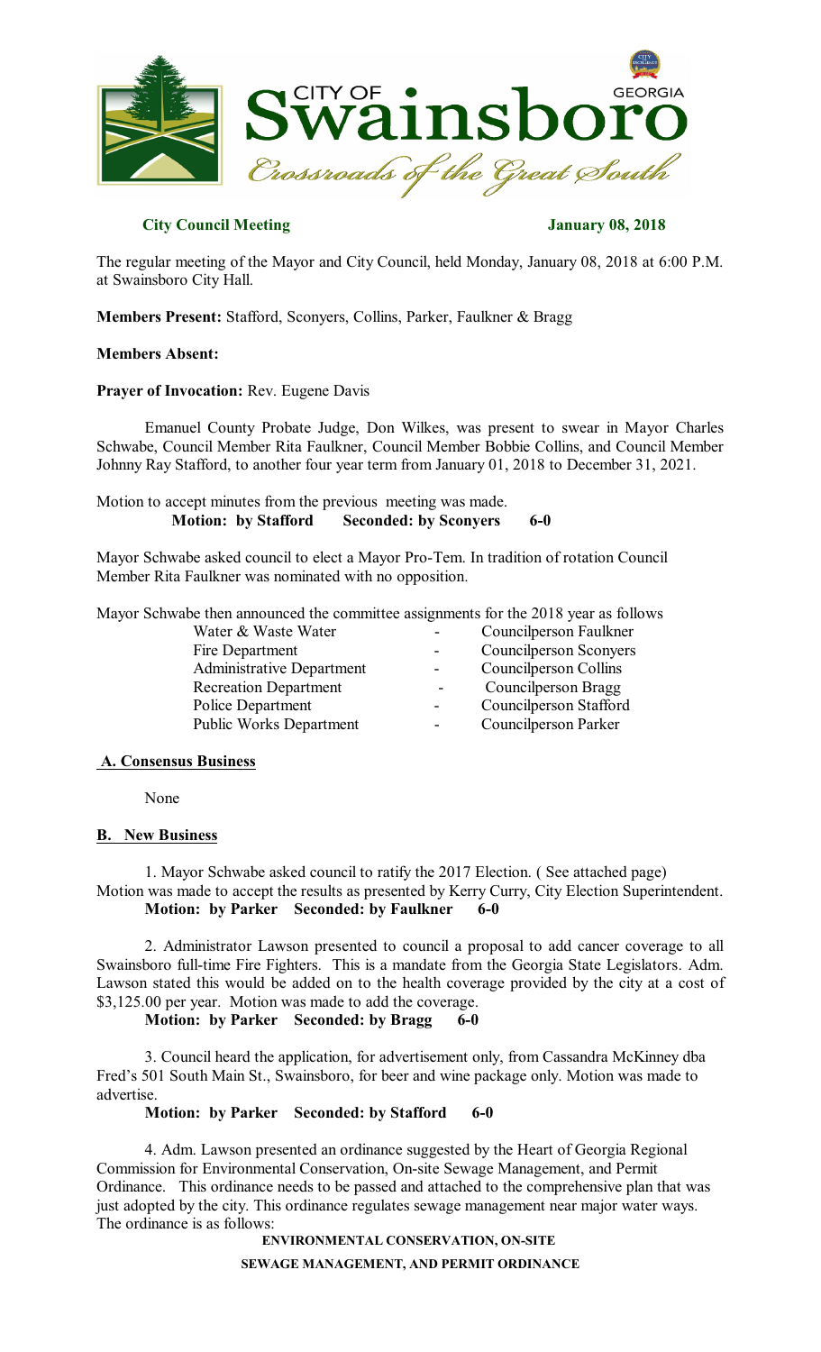**City Council Meeting** **January 08, 2018**

The regular meeting of the Mayor and City Council, held Monday, January 08, 2018 at 6:00 P.M. at Swainsboro City Hall.

**Members Present:** Stafford, Sconyers, Collins, Parker, Faulkner & Bragg

**Members Absent:**

**Prayer of Invocation:** Rev. Eugene Davis

Emanuel County Probate Judge, Don Wilkes, was present to swear in Mayor Charles Schwabe, Council Member Rita Faulkner, Council Member Bobbie Collins, and Council Member Johnny Ray Stafford, to another four year term from January 01, 2018 to December 31, 2021.

Motion to accept minutes from the previous meeting was made.
**Motion: by Stafford Seconded: by Sconyers 6-0**

Mayor Schwabe asked council to elect a Mayor Pro-Tem. In tradition of rotation Council Member Rita Faulkner was nominated with no opposition.

Mayor Schwabe then announced the committee assignments for the 2018 year as follows

| | | |
|---|---|---|
| Water & Waste Water | - | Councilperson Faulkner |
| Fire Department | - | Councilperson Sconyers |
| Administrative Department | - | Councilperson Collins |
| Recreation Department | - | Councilperson Bragg |
| Police Department | - | Councilperson Stafford |
| Public Works Department | - | Councilperson Parker |

**A. Consensus Business**

None

**B. New Business**

1. Mayor Schwabe asked council to ratify the 2017 Election. ( See attached page) Motion was made to accept the results as presented by Kerry Curry, City Election Superintendent.
**Motion: by Parker Seconded: by Faulkner 6-0**

2. Administrator Lawson presented to council a proposal to add cancer coverage to all Swainsboro full-time Fire Fighters. This is a mandate from the Georgia State Legislators. Adm. Lawson stated this would be added on to the health coverage provided by the city at a cost of $3,125.00 per year. Motion was made to add the coverage.
**Motion: by Parker Seconded: by Bragg 6-0**

3. Council heard the application, for advertisement only, from Cassandra McKinney dba Fred's 501 South Main St., Swainsboro, for beer and wine package only. Motion was made to advertise.
**Motion: by Parker Seconded: by Stafford 6-0**

4. Adm. Lawson presented an ordinance suggested by the Heart of Georgia Regional Commission for Environmental Conservation, On-site Sewage Management, and Permit Ordinance. This ordinance needs to be passed and attached to the comprehensive plan that was just adopted by the city. This ordinance regulates sewage management near major water ways. The ordinance is as follows:

**ENVIRONMENTAL CONSERVATION, ON-SITE SEWAGE MANAGEMENT, AND PERMIT ORDINANCE**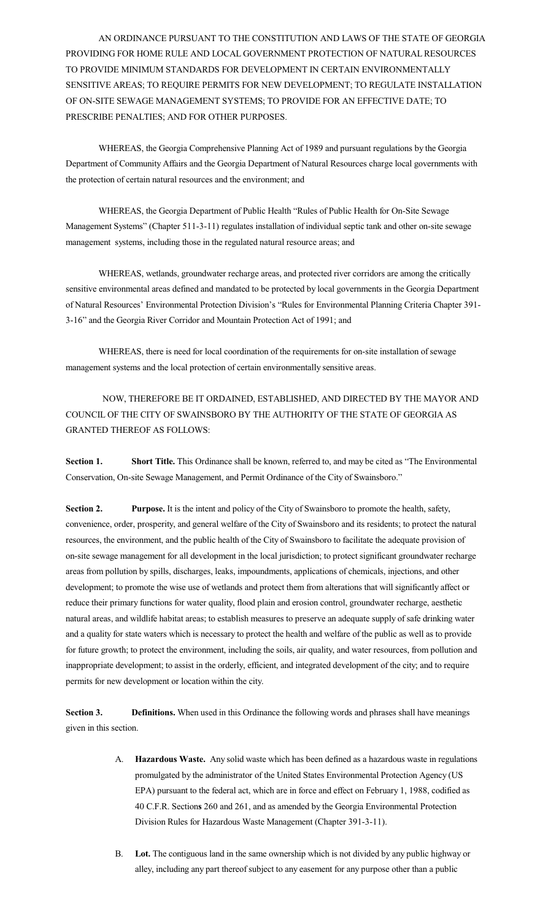AN ORDINANCE PURSUANT TO THE CONSTITUTION AND LAWS OF THE STATE OF GEORGIA PROVIDING FOR HOME RULE AND LOCAL GOVERNMENT PROTECTION OF NATURAL RESOURCES TO PROVIDE MINIMUM STANDARDS FOR DEVELOPMENT IN CERTAIN ENVIRONMENTALLY SENSITIVE AREAS; TO REQUIRE PERMITS FOR NEW DEVELOPMENT; TO REGULATE INSTALLATION OF ON-SITE SEWAGE MANAGEMENT SYSTEMS; TO PROVIDE FOR AN EFFECTIVE DATE; TO PRESCRIBE PENALTIES; AND FOR OTHER PURPOSES.

WHEREAS, the Georgia Comprehensive Planning Act of 1989 and pursuant regulations by the Georgia Department of Community Affairs and the Georgia Department of Natural Resources charge local governments with the protection of certain natural resources and the environment; and

WHEREAS, the Georgia Department of Public Health "Rules of Public Health for On-Site Sewage Management Systems" (Chapter 511-3-11) regulates installation of individual septic tank and other on-site sewage management systems, including those in the regulated natural resource areas; and

WHEREAS, wetlands, groundwater recharge areas, and protected river corridors are among the critically sensitive environmental areas defined and mandated to be protected by local governments in the Georgia Department of Natural Resources' Environmental Protection Division's "Rules for Environmental Planning Criteria Chapter 391-3-16" and the Georgia River Corridor and Mountain Protection Act of 1991; and

WHEREAS, there is need for local coordination of the requirements for on-site installation of sewage management systems and the local protection of certain environmentally sensitive areas.

NOW, THEREFORE BE IT ORDAINED, ESTABLISHED, AND DIRECTED BY THE MAYOR AND COUNCIL OF THE CITY OF SWAINSBORO BY THE AUTHORITY OF THE STATE OF GEORGIA AS GRANTED THEREOF AS FOLLOWS:

**Section 1. Short Title.** This Ordinance shall be known, referred to, and may be cited as "The Environmental Conservation, On-site Sewage Management, and Permit Ordinance of the City of Swainsboro."

**Section 2. Purpose.** It is the intent and policy of the City of Swainsboro to promote the health, safety, convenience, order, prosperity, and general welfare of the City of Swainsboro and its residents; to protect the natural resources, the environment, and the public health of the City of Swainsboro to facilitate the adequate provision of on-site sewage management for all development in the local jurisdiction; to protect significant groundwater recharge areas from pollution by spills, discharges, leaks, impoundments, applications of chemicals, injections, and other development; to promote the wise use of wetlands and protect them from alterations that will significantly affect or reduce their primary functions for water quality, flood plain and erosion control, groundwater recharge, aesthetic natural areas, and wildlife habitat areas; to establish measures to preserve an adequate supply of safe drinking water and a quality for state waters which is necessary to protect the health and welfare of the public as well as to provide for future growth; to protect the environment, including the soils, air quality, and water resources, from pollution and inappropriate development; to assist in the orderly, efficient, and integrated development of the city; and to require permits for new development or location within the city.

**Section 3. Definitions.** When used in this Ordinance the following words and phrases shall have meanings given in this section.

A. **Hazardous Waste.** Any solid waste which has been defined as a hazardous waste in regulations promulgated by the administrator of the United States Environmental Protection Agency (US EPA) pursuant to the federal act, which are in force and effect on February 1, 1988, codified as 40 C.F.R. Sections 260 and 261, and as amended by the Georgia Environmental Protection Division Rules for Hazardous Waste Management (Chapter 391-3-11).

B. **Lot.** The contiguous land in the same ownership which is not divided by any public highway or alley, including any part thereof subject to any easement for any purpose other than a public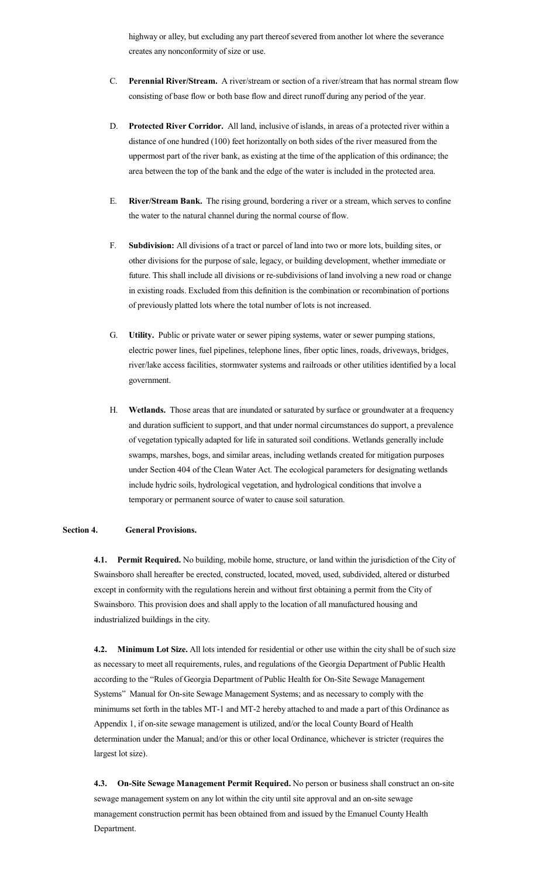highway or alley, but excluding any part thereof severed from another lot where the severance creates any nonconformity of size or use.

C. **Perennial River/Stream.** A river/stream or section of a river/stream that has normal stream flow consisting of base flow or both base flow and direct runoff during any period of the year.

D. **Protected River Corridor.** All land, inclusive of islands, in areas of a protected river within a distance of one hundred (100) feet horizontally on both sides of the river measured from the uppermost part of the river bank, as existing at the time of the application of this ordinance; the area between the top of the bank and the edge of the water is included in the protected area.

E. **River/Stream Bank.** The rising ground, bordering a river or a stream, which serves to confine the water to the natural channel during the normal course of flow.

F. **Subdivision:** All divisions of a tract or parcel of land into two or more lots, building sites, or other divisions for the purpose of sale, legacy, or building development, whether immediate or future. This shall include all divisions or re-subdivisions of land involving a new road or change in existing roads. Excluded from this definition is the combination or recombination of portions of previously platted lots where the total number of lots is not increased.

G. **Utility.** Public or private water or sewer piping systems, water or sewer pumping stations, electric power lines, fuel pipelines, telephone lines, fiber optic lines, roads, driveways, bridges, river/lake access facilities, stormwater systems and railroads or other utilities identified by a local government.

H. **Wetlands.** Those areas that are inundated or saturated by surface or groundwater at a frequency and duration sufficient to support, and that under normal circumstances do support, a prevalence of vegetation typically adapted for life in saturated soil conditions. Wetlands generally include swamps, marshes, bogs, and similar areas, including wetlands created for mitigation purposes under Section 404 of the Clean Water Act. The ecological parameters for designating wetlands include hydric soils, hydrological vegetation, and hydrological conditions that involve a temporary or permanent source of water to cause soil saturation.

**Section 4. General Provisions.**

**4.1. Permit Required.** No building, mobile home, structure, or land within the jurisdiction of the City of Swainsboro shall hereafter be erected, constructed, located, moved, used, subdivided, altered or disturbed except in conformity with the regulations herein and without first obtaining a permit from the City of Swainsboro. This provision does and shall apply to the location of all manufactured housing and industrialized buildings in the city.

**4.2. Minimum Lot Size.** All lots intended for residential or other use within the city shall be of such size as necessary to meet all requirements, rules, and regulations of the Georgia Department of Public Health according to the "Rules of Georgia Department of Public Health for On-Site Sewage Management Systems" Manual for On-site Sewage Management Systems; and as necessary to comply with the minimums set forth in the tables MT-1 and MT-2 hereby attached to and made a part of this Ordinance as Appendix 1, if on-site sewage management is utilized, and/or the local County Board of Health determination under the Manual; and/or this or other local Ordinance, whichever is stricter (requires the largest lot size).

**4.3. On-Site Sewage Management Permit Required.** No person or business shall construct an on-site sewage management system on any lot within the city until site approval and an on-site sewage management construction permit has been obtained from and issued by the Emanuel County Health Department.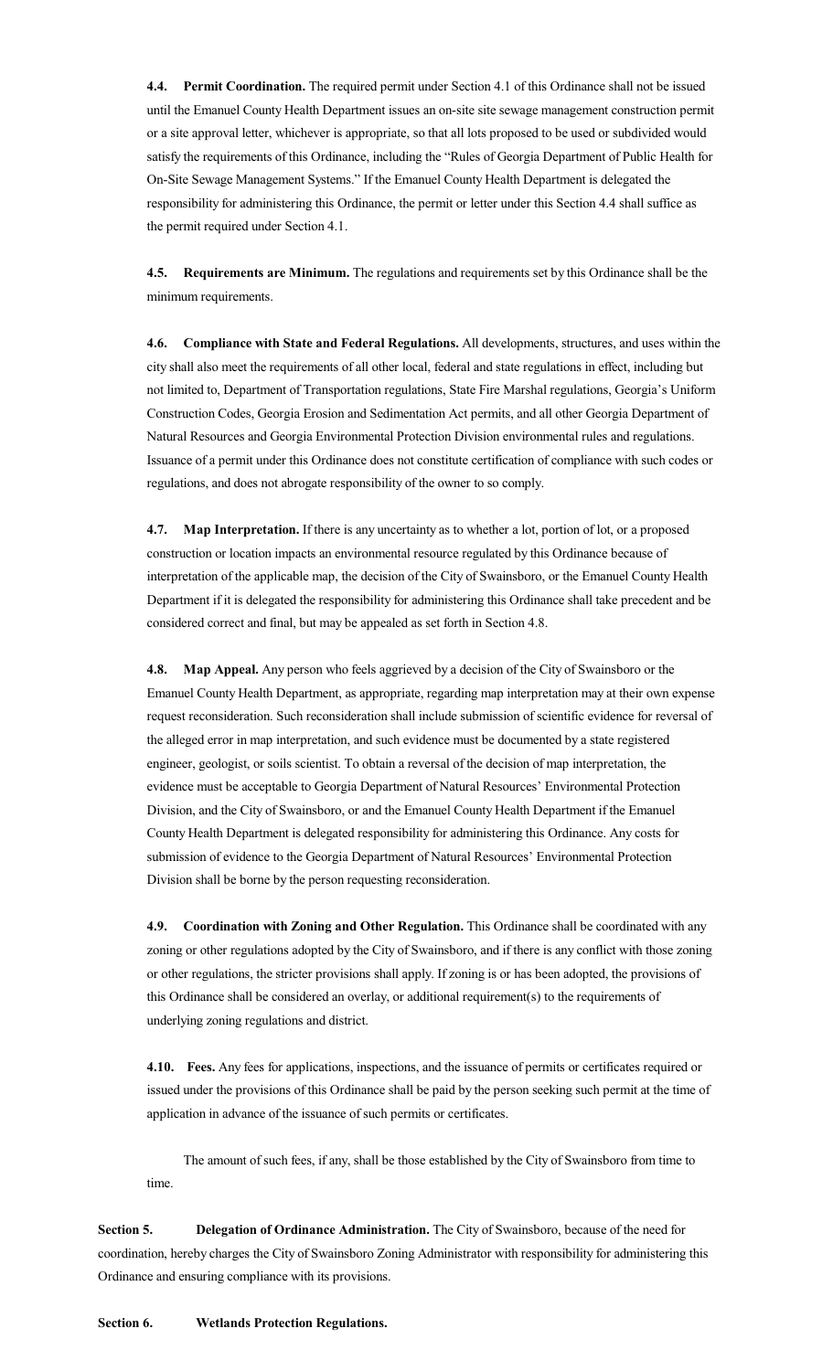**4.4. Permit Coordination.** The required permit under Section 4.1 of this Ordinance shall not be issued until the Emanuel County Health Department issues an on-site site sewage management construction permit or a site approval letter, whichever is appropriate, so that all lots proposed to be used or subdivided would satisfy the requirements of this Ordinance, including the "Rules of Georgia Department of Public Health for On-Site Sewage Management Systems." If the Emanuel County Health Department is delegated the responsibility for administering this Ordinance, the permit or letter under this Section 4.4 shall suffice as the permit required under Section 4.1.

**4.5. Requirements are Minimum.** The regulations and requirements set by this Ordinance shall be the minimum requirements.

**4.6. Compliance with State and Federal Regulations.** All developments, structures, and uses within the city shall also meet the requirements of all other local, federal and state regulations in effect, including but not limited to, Department of Transportation regulations, State Fire Marshal regulations, Georgia's Uniform Construction Codes, Georgia Erosion and Sedimentation Act permits, and all other Georgia Department of Natural Resources and Georgia Environmental Protection Division environmental rules and regulations. Issuance of a permit under this Ordinance does not constitute certification of compliance with such codes or regulations, and does not abrogate responsibility of the owner to so comply.

**4.7. Map Interpretation.** If there is any uncertainty as to whether a lot, portion of lot, or a proposed construction or location impacts an environmental resource regulated by this Ordinance because of interpretation of the applicable map, the decision of the City of Swainsboro, or the Emanuel County Health Department if it is delegated the responsibility for administering this Ordinance shall take precedent and be considered correct and final, but may be appealed as set forth in Section 4.8.

**4.8. Map Appeal.** Any person who feels aggrieved by a decision of the City of Swainsboro or the Emanuel County Health Department, as appropriate, regarding map interpretation may at their own expense request reconsideration. Such reconsideration shall include submission of scientific evidence for reversal of the alleged error in map interpretation, and such evidence must be documented by a state registered engineer, geologist, or soils scientist. To obtain a reversal of the decision of map interpretation, the evidence must be acceptable to Georgia Department of Natural Resources' Environmental Protection Division, and the City of Swainsboro, or and the Emanuel County Health Department if the Emanuel County Health Department is delegated responsibility for administering this Ordinance. Any costs for submission of evidence to the Georgia Department of Natural Resources' Environmental Protection Division shall be borne by the person requesting reconsideration.

**4.9. Coordination with Zoning and Other Regulation.** This Ordinance shall be coordinated with any zoning or other regulations adopted by the City of Swainsboro, and if there is any conflict with those zoning or other regulations, the stricter provisions shall apply. If zoning is or has been adopted, the provisions of this Ordinance shall be considered an overlay, or additional requirement(s) to the requirements of underlying zoning regulations and district.

**4.10. Fees.** Any fees for applications, inspections, and the issuance of permits or certificates required or issued under the provisions of this Ordinance shall be paid by the person seeking such permit at the time of application in advance of the issuance of such permits or certificates.

The amount of such fees, if any, shall be those established by the City of Swainsboro from time to time.

**Section 5. Delegation of Ordinance Administration.** The City of Swainsboro, because of the need for coordination, hereby charges the City of Swainsboro Zoning Administrator with responsibility for administering this Ordinance and ensuring compliance with its provisions.

**Section 6. Wetlands Protection Regulations.**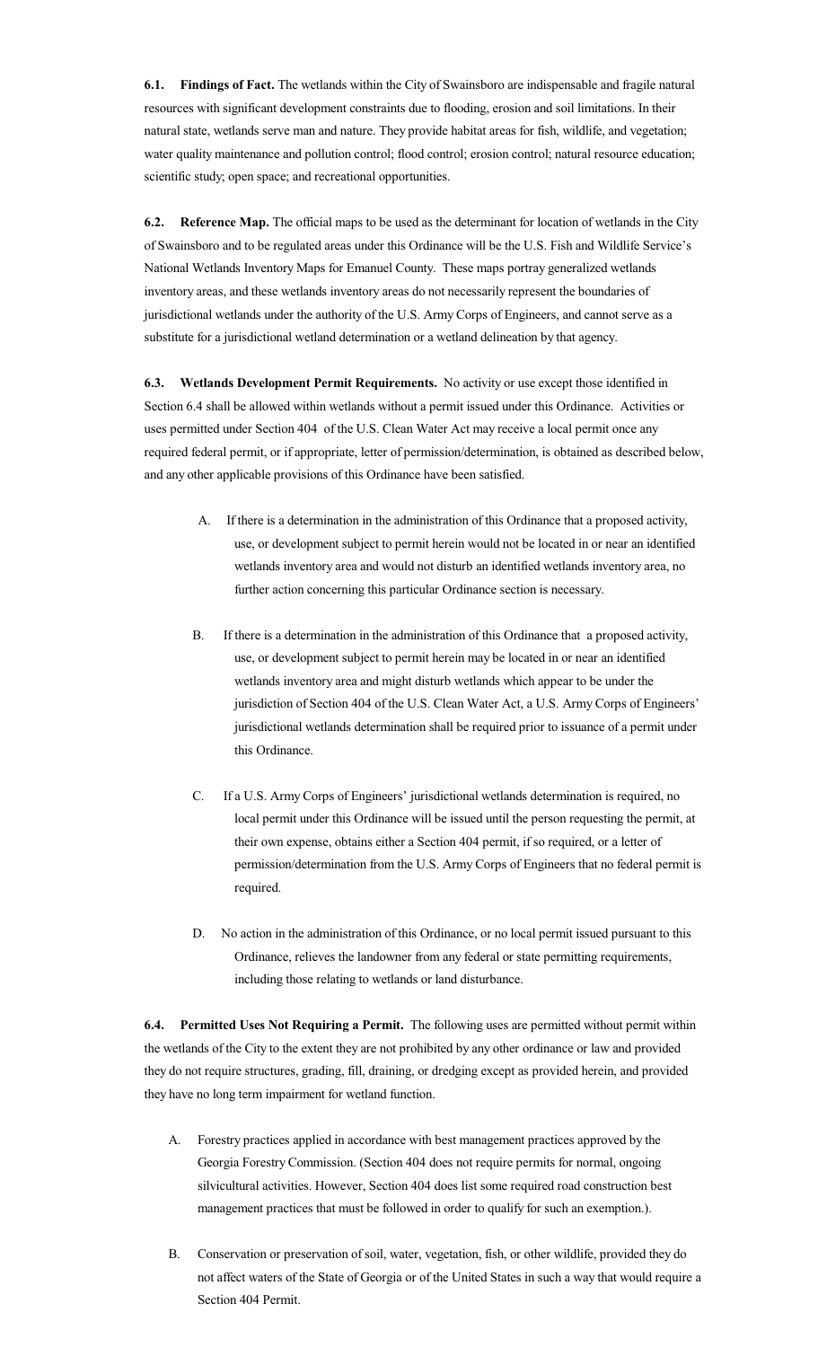**6.1. Findings of Fact.** The wetlands within the City of Swainsboro are indispensable and fragile natural resources with significant development constraints due to flooding, erosion and soil limitations. In their natural state, wetlands serve man and nature. They provide habitat areas for fish, wildlife, and vegetation; water quality maintenance and pollution control; flood control; erosion control; natural resource education; scientific study; open space; and recreational opportunities.

**6.2. Reference Map.** The official maps to be used as the determinant for location of wetlands in the City of Swainsboro and to be regulated areas under this Ordinance will be the U.S. Fish and Wildlife Service's National Wetlands Inventory Maps for Emanuel County. These maps portray generalized wetlands inventory areas, and these wetlands inventory areas do not necessarily represent the boundaries of jurisdictional wetlands under the authority of the U.S. Army Corps of Engineers, and cannot serve as a substitute for a jurisdictional wetland determination or a wetland delineation by that agency.

**6.3. Wetlands Development Permit Requirements.** No activity or use except those identified in Section 6.4 shall be allowed within wetlands without a permit issued under this Ordinance. Activities or uses permitted under Section 404 of the U.S. Clean Water Act may receive a local permit once any required federal permit, or if appropriate, letter of permission/determination, is obtained as described below, and any other applicable provisions of this Ordinance have been satisfied.

A. If there is a determination in the administration of this Ordinance that a proposed activity, use, or development subject to permit herein would not be located in or near an identified wetlands inventory area and would not disturb an identified wetlands inventory area, no further action concerning this particular Ordinance section is necessary.

B. If there is a determination in the administration of this Ordinance that a proposed activity, use, or development subject to permit herein may be located in or near an identified wetlands inventory area and might disturb wetlands which appear to be under the jurisdiction of Section 404 of the U.S. Clean Water Act, a U.S. Army Corps of Engineers' jurisdictional wetlands determination shall be required prior to issuance of a permit under this Ordinance.

C. If a U.S. Army Corps of Engineers' jurisdictional wetlands determination is required, no local permit under this Ordinance will be issued until the person requesting the permit, at their own expense, obtains either a Section 404 permit, if so required, or a letter of permission/determination from the U.S. Army Corps of Engineers that no federal permit is required.

D. No action in the administration of this Ordinance, or no local permit issued pursuant to this Ordinance, relieves the landowner from any federal or state permitting requirements, including those relating to wetlands or land disturbance.

**6.4. Permitted Uses Not Requiring a Permit.** The following uses are permitted without permit within the wetlands of the City to the extent they are not prohibited by any other ordinance or law and provided they do not require structures, grading, fill, draining, or dredging except as provided herein, and provided they have no long term impairment for wetland function.

A. Forestry practices applied in accordance with best management practices approved by the Georgia Forestry Commission. (Section 404 does not require permits for normal, ongoing silvicultural activities. However, Section 404 does list some required road construction best management practices that must be followed in order to qualify for such an exemption.).

B. Conservation or preservation of soil, water, vegetation, fish, or other wildlife, provided they do not affect waters of the State of Georgia or of the United States in such a way that would require a Section 404 Permit.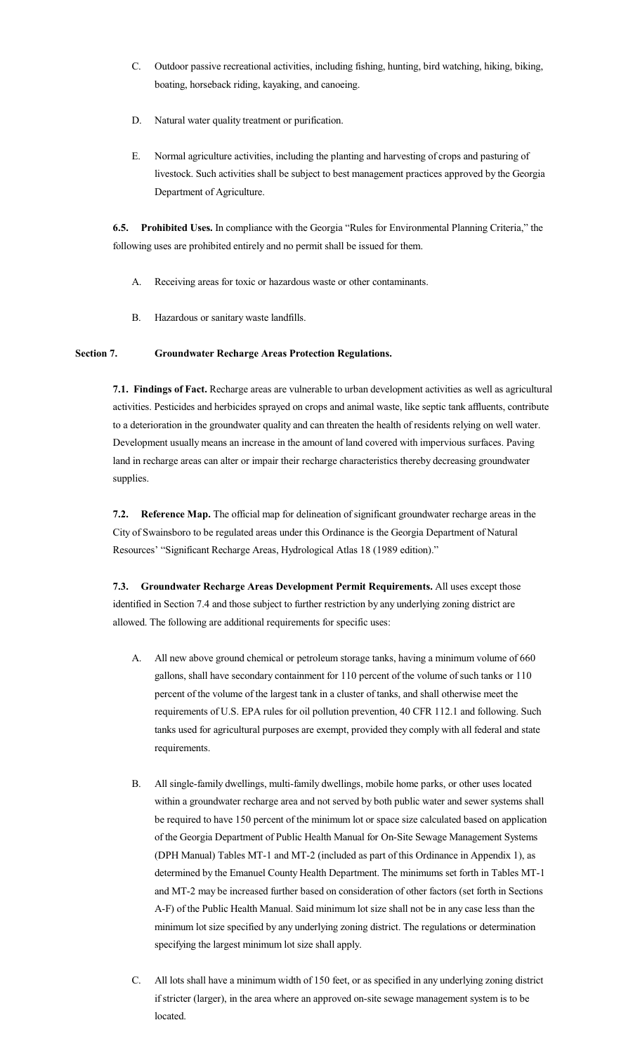C. Outdoor passive recreational activities, including fishing, hunting, bird watching, hiking, biking, boating, horseback riding, kayaking, and canoeing.

D. Natural water quality treatment or purification.

E. Normal agriculture activities, including the planting and harvesting of crops and pasturing of livestock. Such activities shall be subject to best management practices approved by the Georgia Department of Agriculture.

**6.5. Prohibited Uses.** In compliance with the Georgia "Rules for Environmental Planning Criteria," the following uses are prohibited entirely and no permit shall be issued for them.

A. Receiving areas for toxic or hazardous waste or other contaminants.

B. Hazardous or sanitary waste landfills.

## Section 7. Groundwater Recharge Areas Protection Regulations.

**7.1. Findings of Fact.** Recharge areas are vulnerable to urban development activities as well as agricultural activities. Pesticides and herbicides sprayed on crops and animal waste, like septic tank affluents, contribute to a deterioration in the groundwater quality and can threaten the health of residents relying on well water. Development usually means an increase in the amount of land covered with impervious surfaces. Paving land in recharge areas can alter or impair their recharge characteristics thereby decreasing groundwater supplies.

**7.2. Reference Map.** The official map for delineation of significant groundwater recharge areas in the City of Swainsboro to be regulated areas under this Ordinance is the Georgia Department of Natural Resources' "Significant Recharge Areas, Hydrological Atlas 18 (1989 edition)."

**7.3. Groundwater Recharge Areas Development Permit Requirements.** All uses except those identified in Section 7.4 and those subject to further restriction by any underlying zoning district are allowed. The following are additional requirements for specific uses:

A. All new above ground chemical or petroleum storage tanks, having a minimum volume of 660 gallons, shall have secondary containment for 110 percent of the volume of such tanks or 110 percent of the volume of the largest tank in a cluster of tanks, and shall otherwise meet the requirements of U.S. EPA rules for oil pollution prevention, 40 CFR 112.1 and following. Such tanks used for agricultural purposes are exempt, provided they comply with all federal and state requirements.

B. All single-family dwellings, multi-family dwellings, mobile home parks, or other uses located within a groundwater recharge area and not served by both public water and sewer systems shall be required to have 150 percent of the minimum lot or space size calculated based on application of the Georgia Department of Public Health Manual for On-Site Sewage Management Systems (DPH Manual) Tables MT-1 and MT-2 (included as part of this Ordinance in Appendix 1), as determined by the Emanuel County Health Department. The minimums set forth in Tables MT-1 and MT-2 may be increased further based on consideration of other factors (set forth in Sections A-F) of the Public Health Manual. Said minimum lot size shall not be in any case less than the minimum lot size specified by any underlying zoning district. The regulations or determination specifying the largest minimum lot size shall apply.

C. All lots shall have a minimum width of 150 feet, or as specified in any underlying zoning district if stricter (larger), in the area where an approved on-site sewage management system is to be located.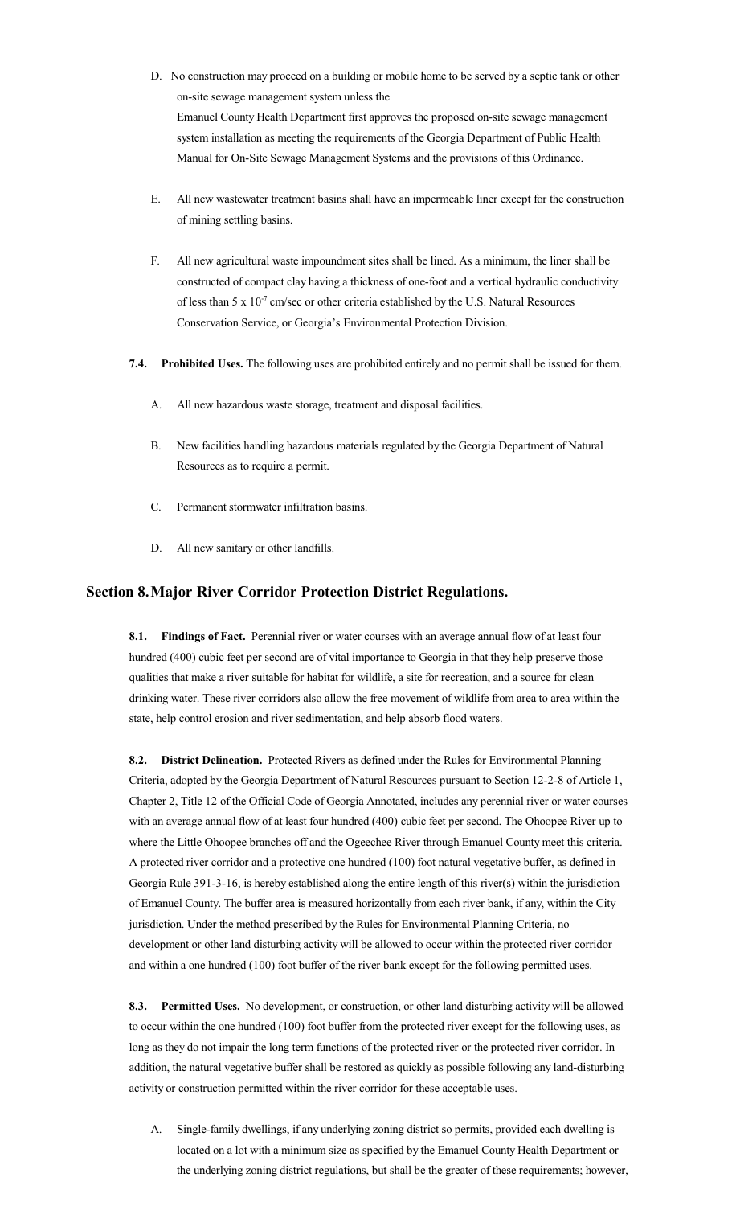D. No construction may proceed on a building or mobile home to be served by a septic tank or other on-site sewage management system unless the Emanuel County Health Department first approves the proposed on-site sewage management system installation as meeting the requirements of the Georgia Department of Public Health Manual for On-Site Sewage Management Systems and the provisions of this Ordinance.

E. All new wastewater treatment basins shall have an impermeable liner except for the construction of mining settling basins.

F. All new agricultural waste impoundment sites shall be lined. As a minimum, the liner shall be constructed of compact clay having a thickness of one-foot and a vertical hydraulic conductivity of less than $5 \times 10^{-7}$ cm/sec or other criteria established by the U.S. Natural Resources Conservation Service, or Georgia's Environmental Protection Division.

**7.4. Prohibited Uses.** The following uses are prohibited entirely and no permit shall be issued for them.

A. All new hazardous waste storage, treatment and disposal facilities.

B. New facilities handling hazardous materials regulated by the Georgia Department of Natural Resources as to require a permit.

C. Permanent stormwater infiltration basins.

D. All new sanitary or other landfills.

## Section 8. Major River Corridor Protection District Regulations.

**8.1. Findings of Fact.** Perennial river or water courses with an average annual flow of at least four hundred (400) cubic feet per second are of vital importance to Georgia in that they help preserve those qualities that make a river suitable for habitat for wildlife, a site for recreation, and a source for clean drinking water. These river corridors also allow the free movement of wildlife from area to area within the state, help control erosion and river sedimentation, and help absorb flood waters.

**8.2. District Delineation.** Protected Rivers as defined under the Rules for Environmental Planning Criteria, adopted by the Georgia Department of Natural Resources pursuant to Section 12-2-8 of Article 1, Chapter 2, Title 12 of the Official Code of Georgia Annotated, includes any perennial river or water courses with an average annual flow of at least four hundred (400) cubic feet per second. The Ohoopee River up to where the Little Ohoopee branches off and the Ogeechee River through Emanuel County meet this criteria. A protected river corridor and a protective one hundred (100) foot natural vegetative buffer, as defined in Georgia Rule 391-3-16, is hereby established along the entire length of this river(s) within the jurisdiction of Emanuel County. The buffer area is measured horizontally from each river bank, if any, within the City jurisdiction. Under the method prescribed by the Rules for Environmental Planning Criteria, no development or other land disturbing activity will be allowed to occur within the protected river corridor and within a one hundred (100) foot buffer of the river bank except for the following permitted uses.

**8.3. Permitted Uses.** No development, or construction, or other land disturbing activity will be allowed to occur within the one hundred (100) foot buffer from the protected river except for the following uses, as long as they do not impair the long term functions of the protected river or the protected river corridor. In addition, the natural vegetative buffer shall be restored as quickly as possible following any land-disturbing activity or construction permitted within the river corridor for these acceptable uses.

A. Single-family dwellings, if any underlying zoning district so permits, provided each dwelling is located on a lot with a minimum size as specified by the Emanuel County Health Department or the underlying zoning district regulations, but shall be the greater of these requirements; however,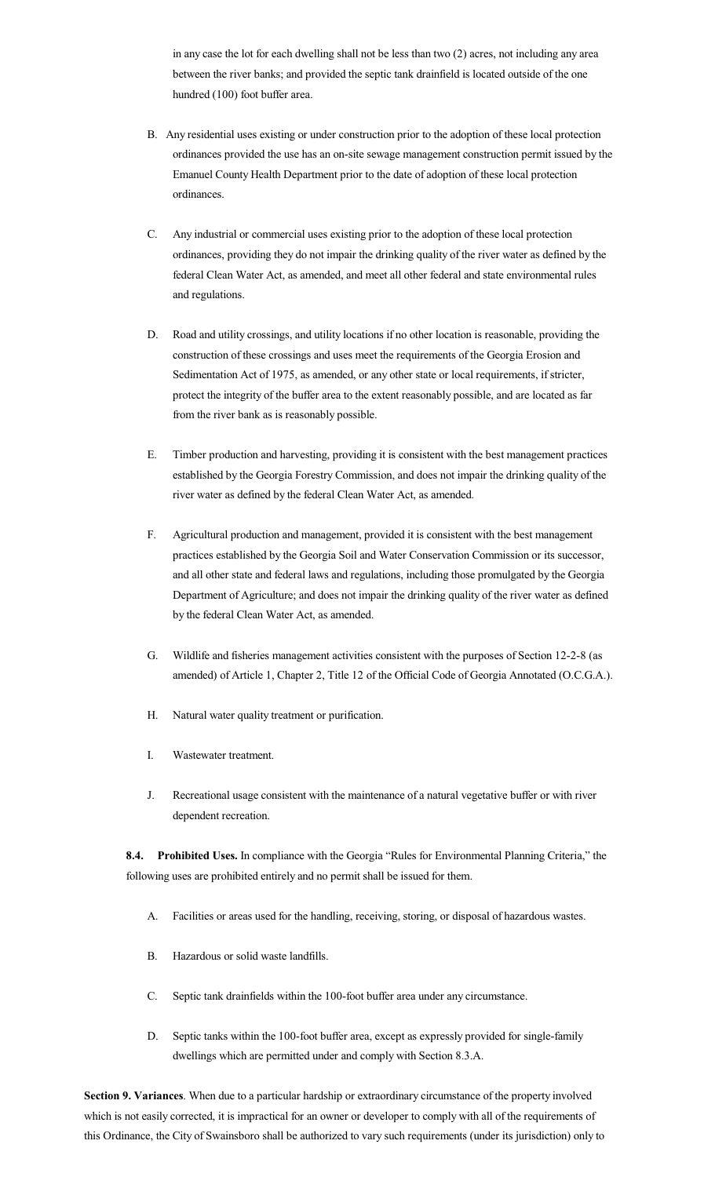in any case the lot for each dwelling shall not be less than two (2) acres, not including any area between the river banks; and provided the septic tank drainfield is located outside of the one hundred (100) foot buffer area.

B. Any residential uses existing or under construction prior to the adoption of these local protection ordinances provided the use has an on-site sewage management construction permit issued by the Emanuel County Health Department prior to the date of adoption of these local protection ordinances.

C. Any industrial or commercial uses existing prior to the adoption of these local protection ordinances, providing they do not impair the drinking quality of the river water as defined by the federal Clean Water Act, as amended, and meet all other federal and state environmental rules and regulations.

D. Road and utility crossings, and utility locations if no other location is reasonable, providing the construction of these crossings and uses meet the requirements of the Georgia Erosion and Sedimentation Act of 1975, as amended, or any other state or local requirements, if stricter, protect the integrity of the buffer area to the extent reasonably possible, and are located as far from the river bank as is reasonably possible.

E. Timber production and harvesting, providing it is consistent with the best management practices established by the Georgia Forestry Commission, and does not impair the drinking quality of the river water as defined by the federal Clean Water Act, as amended.

F. Agricultural production and management, provided it is consistent with the best management practices established by the Georgia Soil and Water Conservation Commission or its successor, and all other state and federal laws and regulations, including those promulgated by the Georgia Department of Agriculture; and does not impair the drinking quality of the river water as defined by the federal Clean Water Act, as amended.

G. Wildlife and fisheries management activities consistent with the purposes of Section 12-2-8 (as amended) of Article 1, Chapter 2, Title 12 of the Official Code of Georgia Annotated (O.C.G.A.).

H. Natural water quality treatment or purification.

I. Wastewater treatment.

J. Recreational usage consistent with the maintenance of a natural vegetative buffer or with river dependent recreation.

**8.4. Prohibited Uses.** In compliance with the Georgia "Rules for Environmental Planning Criteria," the following uses are prohibited entirely and no permit shall be issued for them.

A. Facilities or areas used for the handling, receiving, storing, or disposal of hazardous wastes.

B. Hazardous or solid waste landfills.

C. Septic tank drainfields within the 100-foot buffer area under any circumstance.

D. Septic tanks within the 100-foot buffer area, except as expressly provided for single-family dwellings which are permitted under and comply with Section 8.3.A.

**Section 9. Variances**. When due to a particular hardship or extraordinary circumstance of the property involved which is not easily corrected, it is impractical for an owner or developer to comply with all of the requirements of this Ordinance, the City of Swainsboro shall be authorized to vary such requirements (under its jurisdiction) only to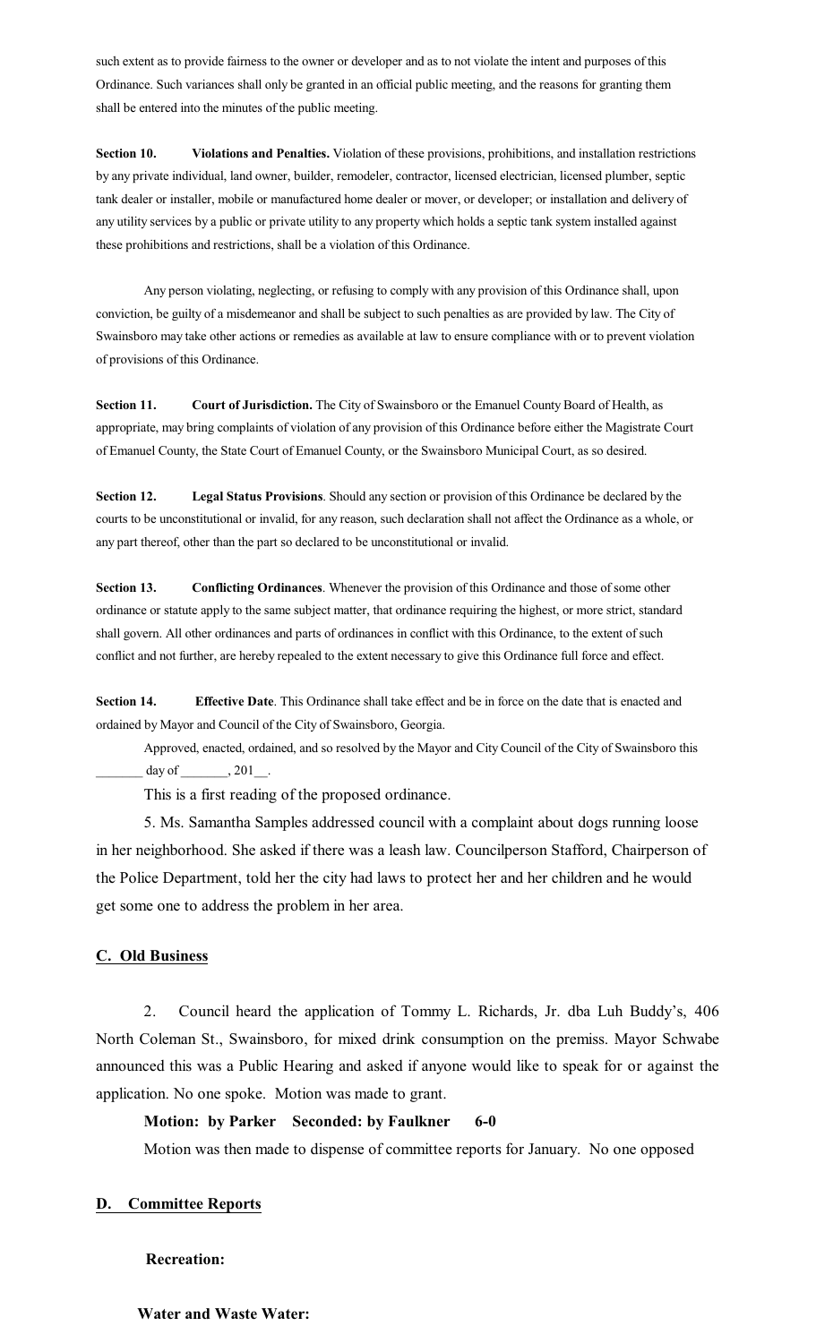such extent as to provide fairness to the owner or developer and as to not violate the intent and purposes of this Ordinance. Such variances shall only be granted in an official public meeting, and the reasons for granting them shall be entered into the minutes of the public meeting.

**Section 10. Violations and Penalties.** Violation of these provisions, prohibitions, and installation restrictions by any private individual, land owner, builder, remodeler, contractor, licensed electrician, licensed plumber, septic tank dealer or installer, mobile or manufactured home dealer or mover, or developer; or installation and delivery of any utility services by a public or private utility to any property which holds a septic tank system installed against these prohibitions and restrictions, shall be a violation of this Ordinance.

Any person violating, neglecting, or refusing to comply with any provision of this Ordinance shall, upon conviction, be guilty of a misdemeanor and shall be subject to such penalties as are provided by law. The City of Swainsboro may take other actions or remedies as available at law to ensure compliance with or to prevent violation of provisions of this Ordinance.

**Section 11. Court of Jurisdiction.** The City of Swainsboro or the Emanuel County Board of Health, as appropriate, may bring complaints of violation of any provision of this Ordinance before either the Magistrate Court of Emanuel County, the State Court of Emanuel County, or the Swainsboro Municipal Court, as so desired.

**Section 12. Legal Status Provisions**. Should any section or provision of this Ordinance be declared by the courts to be unconstitutional or invalid, for any reason, such declaration shall not affect the Ordinance as a whole, or any part thereof, other than the part so declared to be unconstitutional or invalid.

**Section 13. Conflicting Ordinances**. Whenever the provision of this Ordinance and those of some other ordinance or statute apply to the same subject matter, that ordinance requiring the highest, or more strict, standard shall govern. All other ordinances and parts of ordinances in conflict with this Ordinance, to the extent of such conflict and not further, are hereby repealed to the extent necessary to give this Ordinance full force and effect.

**Section 14. Effective Date**. This Ordinance shall take effect and be in force on the date that is enacted and ordained by Mayor and Council of the City of Swainsboro, Georgia.

Approved, enacted, ordained, and so resolved by the Mayor and City Council of the City of Swainsboro this _______ day of _______, 201__.

This is a first reading of the proposed ordinance.

5. Ms. Samantha Samples addressed council with a complaint about dogs running loose in her neighborhood. She asked if there was a leash law. Councilperson Stafford, Chairperson of the Police Department, told her the city had laws to protect her and her children and he would get some one to address the problem in her area.

## C. Old Business

2. Council heard the application of Tommy L. Richards, Jr. dba Luh Buddy's, 406 North Coleman St., Swainsboro, for mixed drink consumption on the premiss. Mayor Schwabe announced this was a Public Hearing and asked if anyone would like to speak for or against the application. No one spoke. Motion was made to grant.

**Motion: by Parker Seconded: by Faulkner 6-0**

Motion was then made to dispense of committee reports for January. No one opposed

## D. Committee Reports

**Recreation:**

**Water and Waste Water:**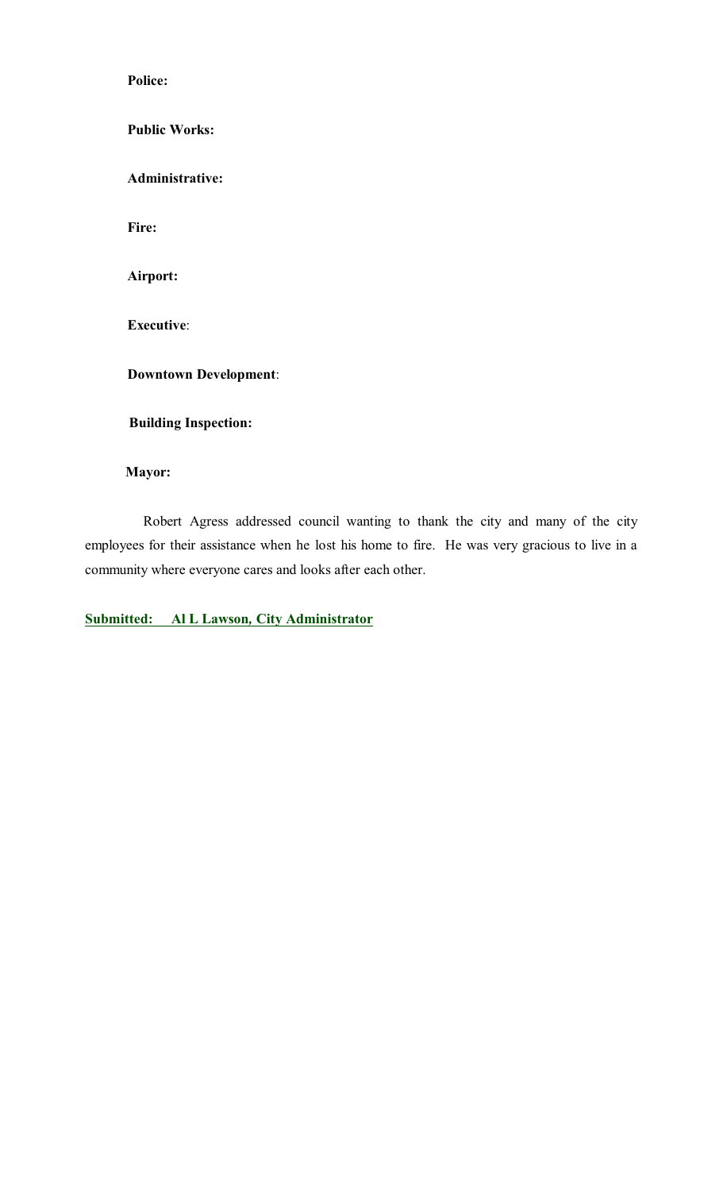**Police:**

**Public Works:**

**Administrative:**

**Fire:**

**Airport:**

**Executive**:

**Downtown Development**:

**Building Inspection:**

**Mayor:**

Robert Agress addressed council wanting to thank the city and many of the city employees for their assistance when he lost his home to fire. He was very gracious to live in a community where everyone cares and looks after each other.

**Submitted: Al L Lawson, City Administrator**